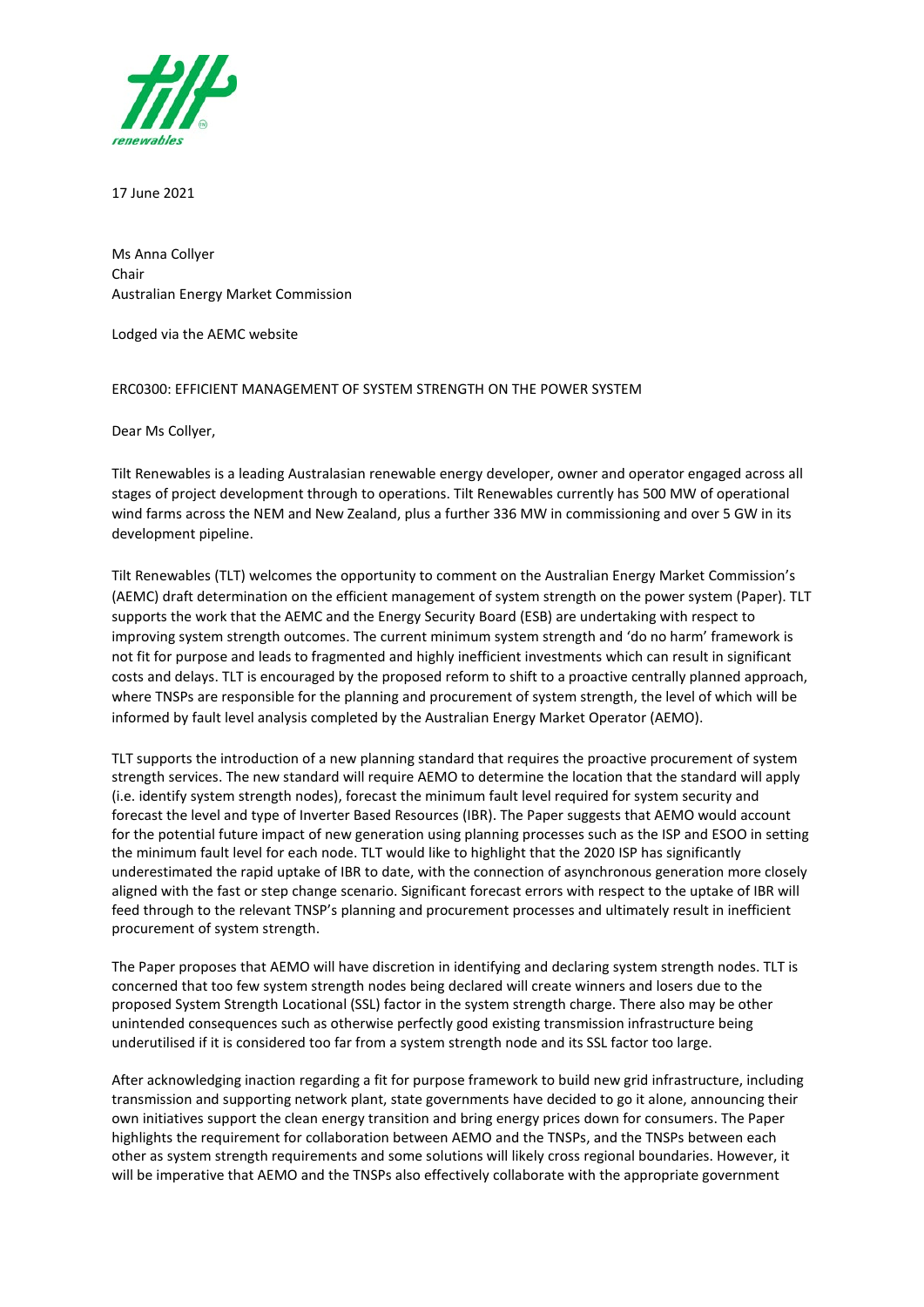17 June 2021

Ms Anna Collyer
Chair
Australian Energy Market Commission

Lodged via the AEMC website

ERC0300: EFFICIENT MANAGEMENT OF SYSTEM STRENGTH ON THE POWER SYSTEM

Dear Ms Collyer,

Tilt Renewables is a leading Australasian renewable energy developer, owner and operator engaged across all stages of project development through to operations. Tilt Renewables currently has 500 MW of operational wind farms across the NEM and New Zealand, plus a further 336 MW in commissioning and over 5 GW in its development pipeline.

Tilt Renewables (TLT) welcomes the opportunity to comment on the Australian Energy Market Commission's (AEMC) draft determination on the efficient management of system strength on the power system (Paper). TLT supports the work that the AEMC and the Energy Security Board (ESB) are undertaking with respect to improving system strength outcomes. The current minimum system strength and 'do no harm' framework is not fit for purpose and leads to fragmented and highly inefficient investments which can result in significant costs and delays. TLT is encouraged by the proposed reform to shift to a proactive centrally planned approach, where TNSPs are responsible for the planning and procurement of system strength, the level of which will be informed by fault level analysis completed by the Australian Energy Market Operator (AEMO).

TLT supports the introduction of a new planning standard that requires the proactive procurement of system strength services. The new standard will require AEMO to determine the location that the standard will apply (i.e. identify system strength nodes), forecast the minimum fault level required for system security and forecast the level and type of Inverter Based Resources (IBR). The Paper suggests that AEMO would account for the potential future impact of new generation using planning processes such as the ISP and ESOO in setting the minimum fault level for each node. TLT would like to highlight that the 2020 ISP has significantly underestimated the rapid uptake of IBR to date, with the connection of asynchronous generation more closely aligned with the fast or step change scenario. Significant forecast errors with respect to the uptake of IBR will feed through to the relevant TNSP's planning and procurement processes and ultimately result in inefficient procurement of system strength.

The Paper proposes that AEMO will have discretion in identifying and declaring system strength nodes. TLT is concerned that too few system strength nodes being declared will create winners and losers due to the proposed System Strength Locational (SSL) factor in the system strength charge. There also may be other unintended consequences such as otherwise perfectly good existing transmission infrastructure being underutilised if it is considered too far from a system strength node and its SSL factor too large.

After acknowledging inaction regarding a fit for purpose framework to build new grid infrastructure, including transmission and supporting network plant, state governments have decided to go it alone, announcing their own initiatives support the clean energy transition and bring energy prices down for consumers. The Paper highlights the requirement for collaboration between AEMO and the TNSPs, and the TNSPs between each other as system strength requirements and some solutions will likely cross regional boundaries. However, it will be imperative that AEMO and the TNSPs also effectively collaborate with the appropriate government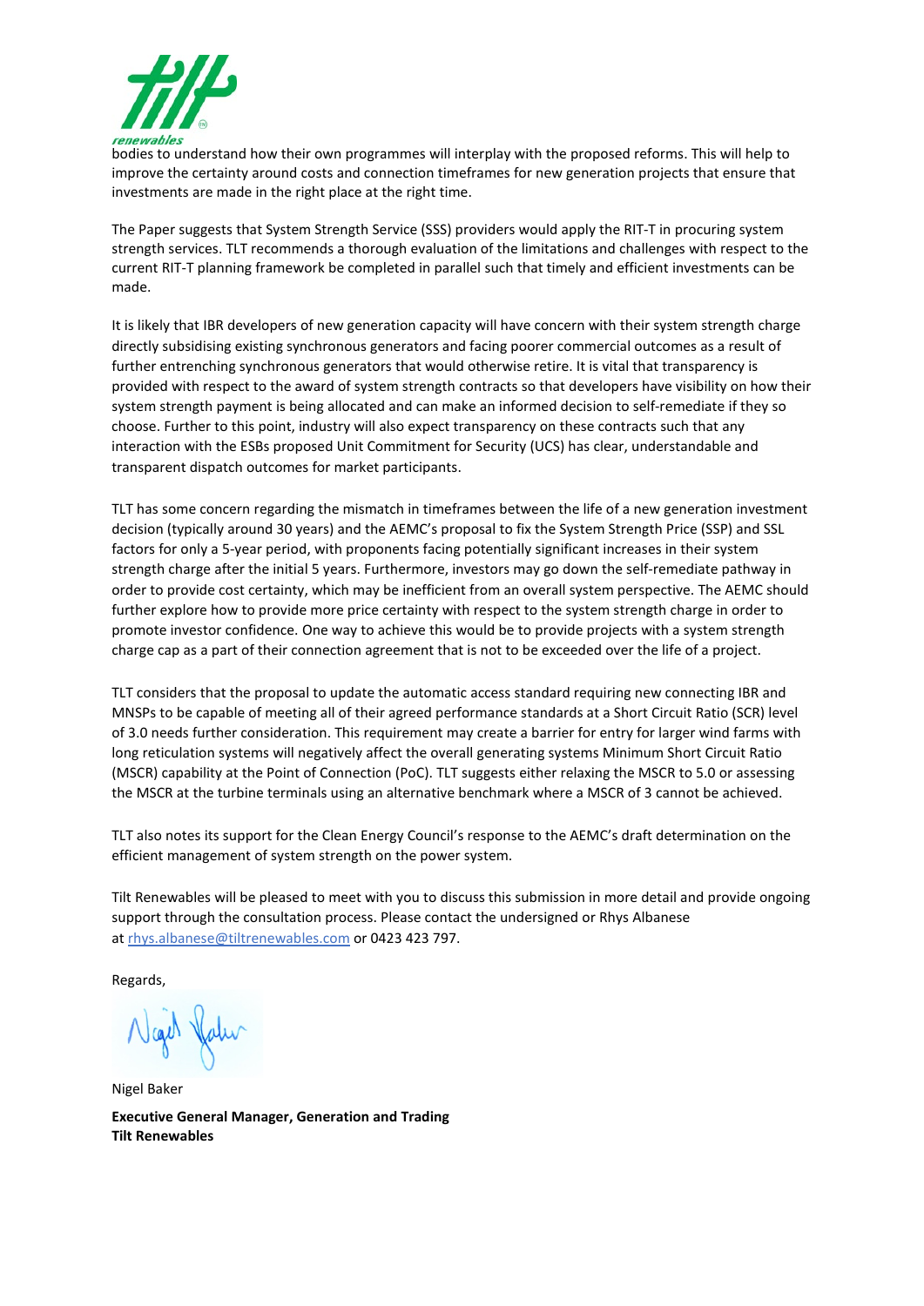bodies to understand how their own programmes will interplay with the proposed reforms. This will help to improve the certainty around costs and connection timeframes for new generation projects that ensure that investments are made in the right place at the right time.

The Paper suggests that System Strength Service (SSS) providers would apply the RIT-T in procuring system strength services. TLT recommends a thorough evaluation of the limitations and challenges with respect to the current RIT-T planning framework be completed in parallel such that timely and efficient investments can be made.

It is likely that IBR developers of new generation capacity will have concern with their system strength charge directly subsidising existing synchronous generators and facing poorer commercial outcomes as a result of further entrenching synchronous generators that would otherwise retire. It is vital that transparency is provided with respect to the award of system strength contracts so that developers have visibility on how their system strength payment is being allocated and can make an informed decision to self-remediate if they so choose. Further to this point, industry will also expect transparency on these contracts such that any interaction with the ESBs proposed Unit Commitment for Security (UCS) has clear, understandable and transparent dispatch outcomes for market participants.

TLT has some concern regarding the mismatch in timeframes between the life of a new generation investment decision (typically around 30 years) and the AEMC's proposal to fix the System Strength Price (SSP) and SSL factors for only a 5-year period, with proponents facing potentially significant increases in their system strength charge after the initial 5 years. Furthermore, investors may go down the self-remediate pathway in order to provide cost certainty, which may be inefficient from an overall system perspective. The AEMC should further explore how to provide more price certainty with respect to the system strength charge in order to promote investor confidence. One way to achieve this would be to provide projects with a system strength charge cap as a part of their connection agreement that is not to be exceeded over the life of a project.

TLT considers that the proposal to update the automatic access standard requiring new connecting IBR and MNSPs to be capable of meeting all of their agreed performance standards at a Short Circuit Ratio (SCR) level of 3.0 needs further consideration. This requirement may create a barrier for entry for larger wind farms with long reticulation systems will negatively affect the overall generating systems Minimum Short Circuit Ratio (MSCR) capability at the Point of Connection (PoC). TLT suggests either relaxing the MSCR to 5.0 or assessing the MSCR at the turbine terminals using an alternative benchmark where a MSCR of 3 cannot be achieved.

TLT also notes its support for the Clean Energy Council's response to the AEMC's draft determination on the efficient management of system strength on the power system.

Tilt Renewables will be pleased to meet with you to discuss this submission in more detail and provide ongoing support through the consultation process. Please contact the undersigned or Rhys Albanese at rhys.albanese@tiltrenewables.com or 0423 423 797.

Regards,

Nigel Baker

**Executive General Manager, Generation and Trading**
**Tilt Renewables**